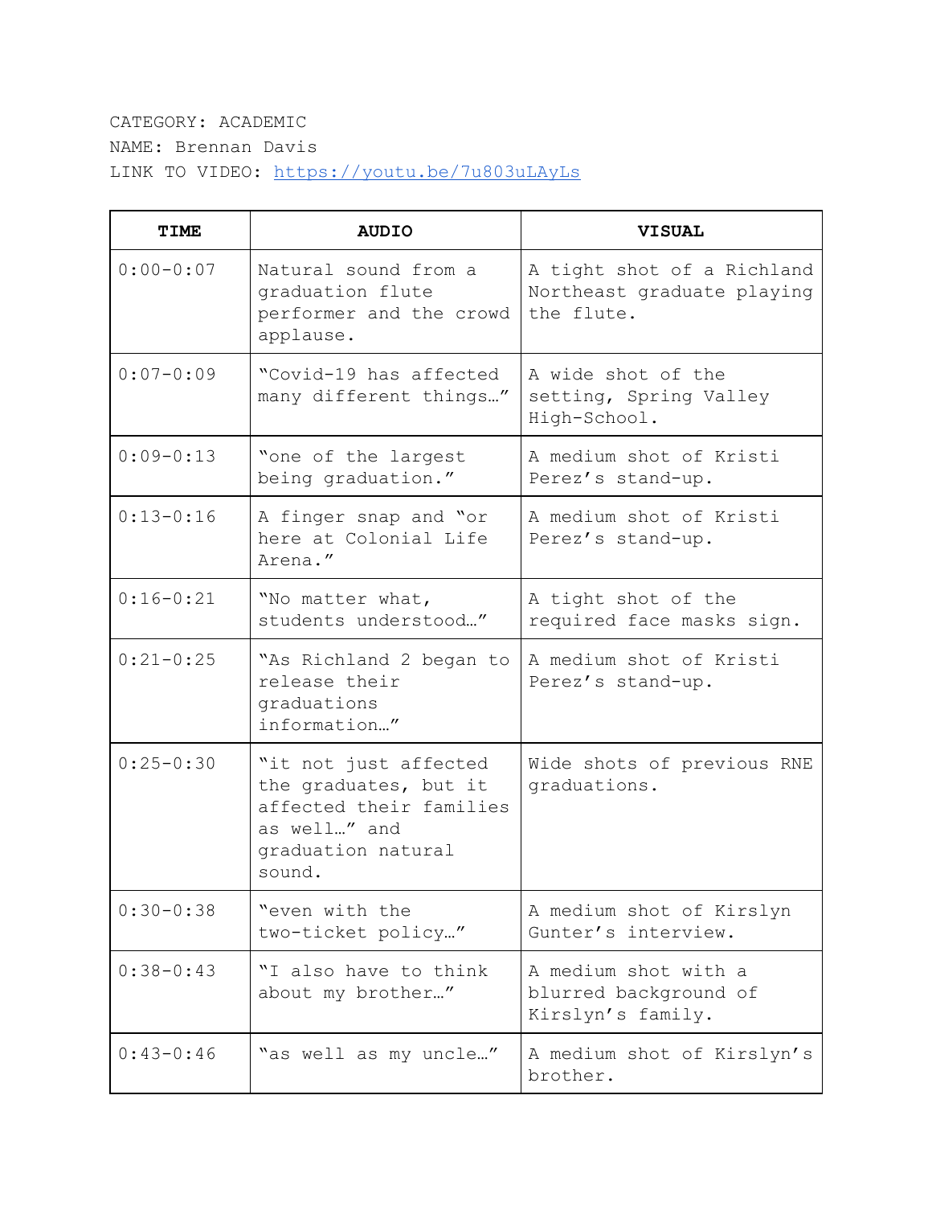CATEGORY: ACADEMIC

NAME: Brennan Davis

LINK TO VIDEO: https://youtu.be/7u803uLAyLs

| TIME | AUDIO | VISUAL |
|---|---|---|
| 0:00-0:07 | Natural sound from a graduation flute performer and the crowd applause. | A tight shot of a Richland Northeast graduate playing the flute. |
| 0:07-0:09 | "Covid-19 has affected many different things…" | A wide shot of the setting, Spring Valley High-School. |
| 0:09-0:13 | "one of the largest being graduation." | A medium shot of Kristi Perez's stand-up. |
| 0:13-0:16 | A finger snap and "or here at Colonial Life Arena." | A medium shot of Kristi Perez's stand-up. |
| 0:16-0:21 | "No matter what, students understood…" | A tight shot of the required face masks sign. |
| 0:21-0:25 | "As Richland 2 began to release their graduations information…" | A medium shot of Kristi Perez's stand-up. |
| 0:25-0:30 | "it not just affected the graduates, but it affected their families as well…" and graduation natural sound. | Wide shots of previous RNE graduations. |
| 0:30-0:38 | "even with the two-ticket policy…" | A medium shot of Kirslyn Gunter's interview. |
| 0:38-0:43 | "I also have to think about my brother…" | A medium shot with a blurred background of Kirslyn's family. |
| 0:43-0:46 | "as well as my uncle…" | A medium shot of Kirslyn's brother. |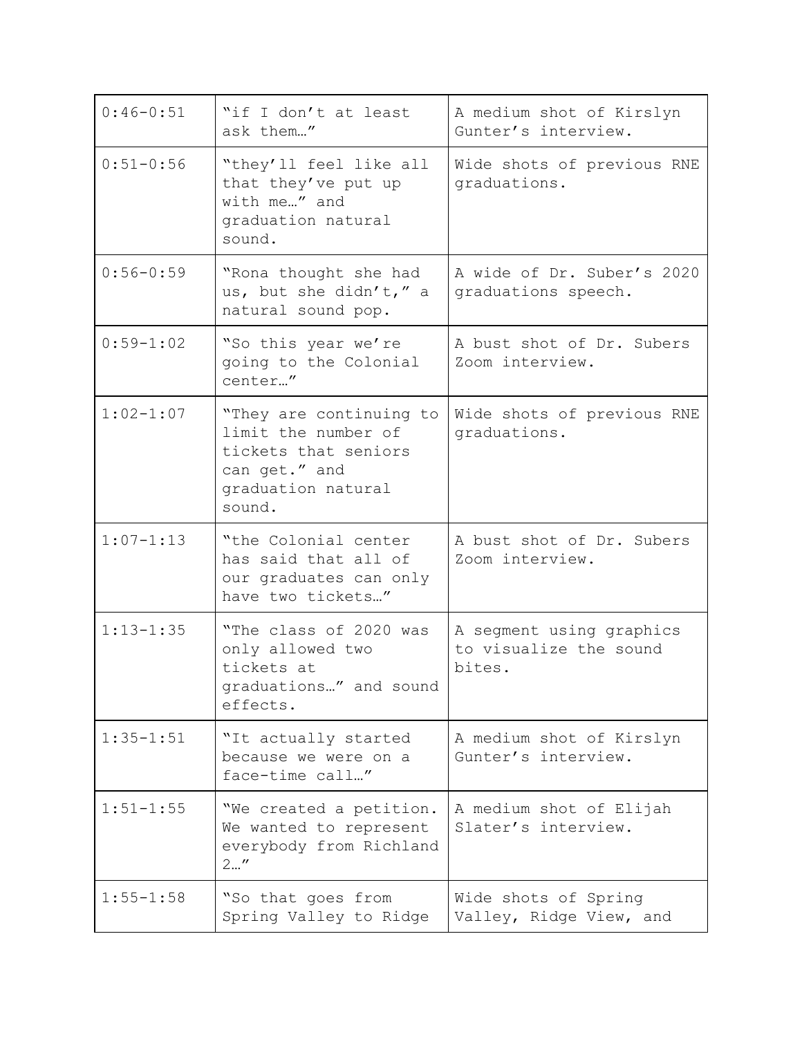| 0:46-0:51 | "if I don't at least ask them…" | A medium shot of Kirslyn Gunter's interview. |
|---|---|---|
| 0:51-0:56 | "they'll feel like all that they've put up with me…" and graduation natural sound. | Wide shots of previous RNE graduations. |
| 0:56-0:59 | "Rona thought she had us, but she didn't," a natural sound pop. | A wide of Dr. Suber's 2020 graduations speech. |
| 0:59-1:02 | "So this year we're going to the Colonial center…" | A bust shot of Dr. Subers Zoom interview. |
| 1:02-1:07 | "They are continuing to limit the number of tickets that seniors can get." and graduation natural sound. | Wide shots of previous RNE graduations. |
| 1:07-1:13 | "the Colonial center has said that all of our graduates can only have two tickets…" | A bust shot of Dr. Subers Zoom interview. |
| 1:13-1:35 | "The class of 2020 was only allowed two tickets at graduations…" and sound effects. | A segment using graphics to visualize the sound bites. |
| 1:35-1:51 | "It actually started because we were on a face-time call…" | A medium shot of Kirslyn Gunter's interview. |
| 1:51-1:55 | "We created a petition. We wanted to represent everybody from Richland 2…" | A medium shot of Elijah Slater's interview. |
| 1:55-1:58 | "So that goes from Spring Valley to Ridge | Wide shots of Spring Valley, Ridge View, and |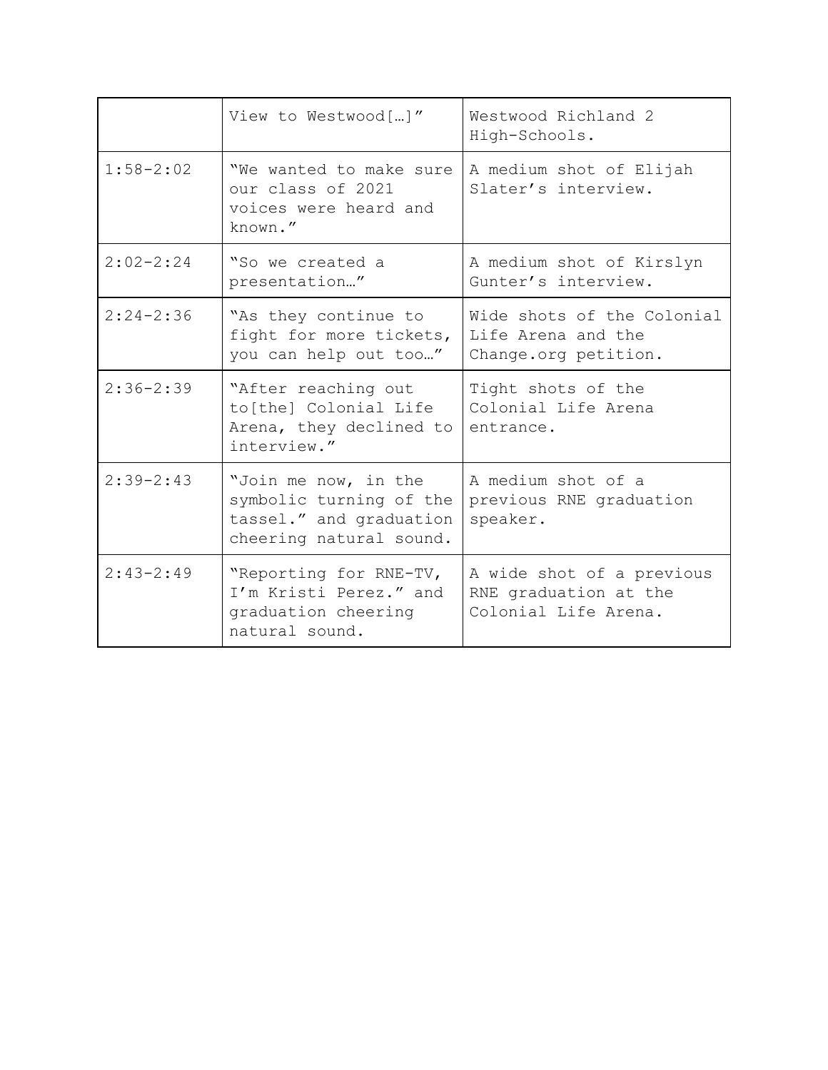| | | |
|---|---|---|
| | View to Westwood[…]" | Westwood Richland 2 High-Schools. |
| 1:58-2:02 | "We wanted to make sure our class of 2021 voices were heard and known." | A medium shot of Elijah Slater's interview. |
| 2:02-2:24 | "So we created a presentation…" | A medium shot of Kirslyn Gunter's interview. |
| 2:24-2:36 | "As they continue to fight for more tickets, you can help out too…" | Wide shots of the Colonial Life Arena and the Change.org petition. |
| 2:36-2:39 | "After reaching out to[the] Colonial Life Arena, they declined to interview." | Tight shots of the Colonial Life Arena entrance. |
| 2:39-2:43 | "Join me now, in the symbolic turning of the tassel." and graduation cheering natural sound. | A medium shot of a previous RNE graduation speaker. |
| 2:43-2:49 | "Reporting for RNE-TV, I'm Kristi Perez." and graduation cheering natural sound. | A wide shot of a previous RNE graduation at the Colonial Life Arena. |